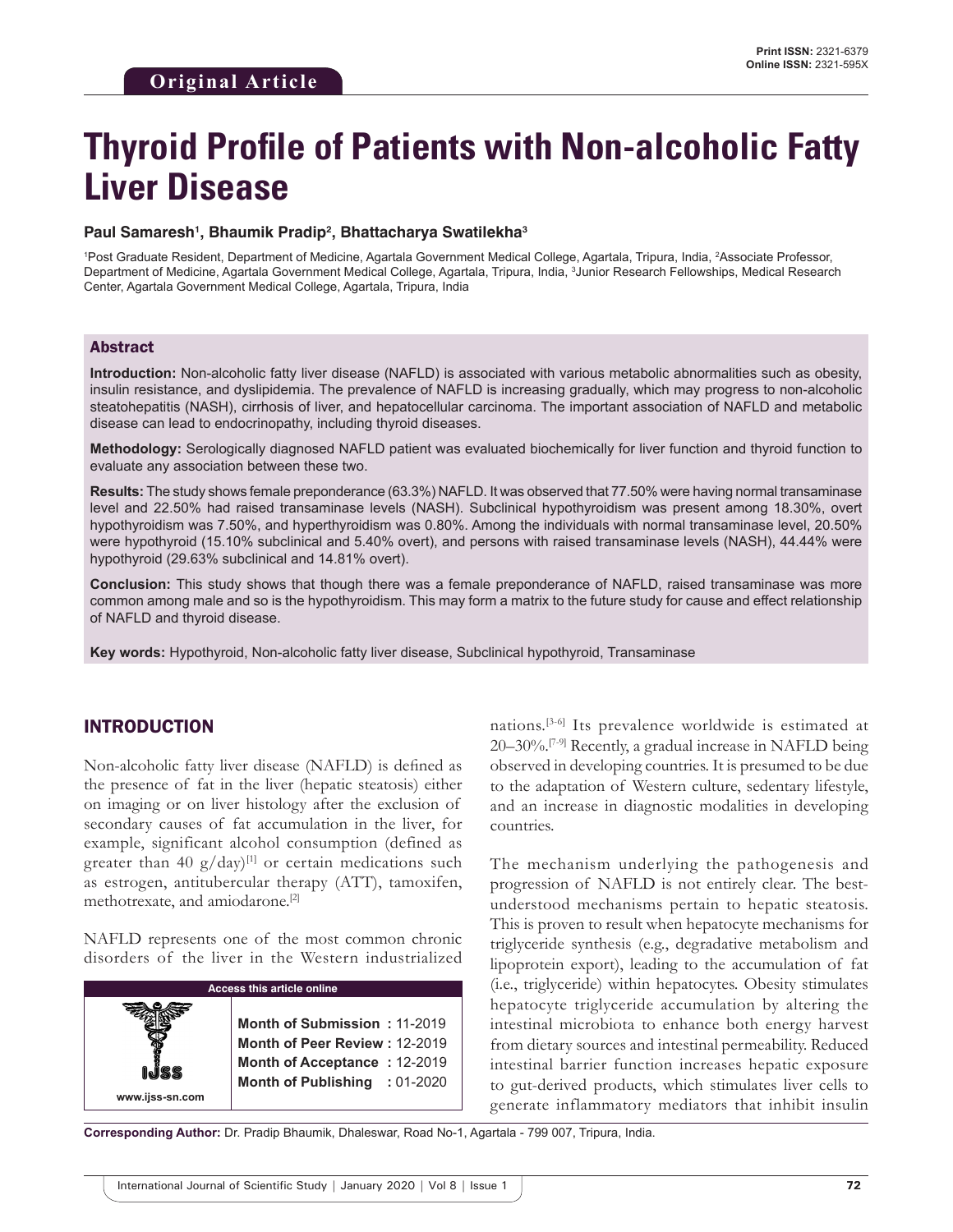Original Article

# Thyroid Profile of Patients with Non-alcoholic Fatty Liver Disease

**Paul Samaresh[1], Bhaumik Pradip[2], Bhattacharya Swatilekha[3]**

[1]Post Graduate Resident, Department of Medicine, Agartala Government Medical College, Agartala, Tripura, India, [2]Associate Professor, Department of Medicine, Agartala Government Medical College, Agartala, Tripura, India, [3]Junior Research Fellowships, Medical Research Center, Agartala Government Medical College, Agartala, Tripura, India

## Abstract

**Introduction:** Non-alcoholic fatty liver disease (NAFLD) is associated with various metabolic abnormalities such as obesity, insulin resistance, and dyslipidemia. The prevalence of NAFLD is increasing gradually, which may progress to non-alcoholic steatohepatitis (NASH), cirrhosis of liver, and hepatocellular carcinoma. The important association of NAFLD and metabolic disease can lead to endocrinopathy, including thyroid diseases.

**Methodology:** Serologically diagnosed NAFLD patient was evaluated biochemically for liver function and thyroid function to evaluate any association between these two.

**Results:** The study shows female preponderance (63.3%) NAFLD. It was observed that 77.50% were having normal transaminase level and 22.50% had raised transaminase levels (NASH). Subclinical hypothyroidism was present among 18.30%, overt hypothyroidism was 7.50%, and hyperthyroidism was 0.80%. Among the individuals with normal transaminase level, 20.50% were hypothyroid (15.10% subclinical and 5.40% overt), and persons with raised transaminase levels (NASH), 44.44% were hypothyroid (29.63% subclinical and 14.81% overt).

**Conclusion:** This study shows that though there was a female preponderance of NAFLD, raised transaminase was more common among male and so is the hypothyroidism. This may form a matrix to the future study for cause and effect relationship of NAFLD and thyroid disease.

**Key words:** Hypothyroid, Non-alcoholic fatty liver disease, Subclinical hypothyroid, Transaminase

## INTRODUCTION

Non-alcoholic fatty liver disease (NAFLD) is defined as the presence of fat in the liver (hepatic steatosis) either on imaging or on liver histology after the exclusion of secondary causes of fat accumulation in the liver, for example, significant alcohol consumption (defined as greater than 40 g/day)[1] or certain medications such as estrogen, antitubercular therapy (ATT), tamoxifen, methotrexate, and amiodarone.[2]

NAFLD represents one of the most common chronic disorders of the liver in the Western industrialized nations.[3-6] Its prevalence worldwide is estimated at 20–30%.[7-9] Recently, a gradual increase in NAFLD being observed in developing countries. It is presumed to be due to the adaptation of Western culture, sedentary lifestyle, and an increase in diagnostic modalities in developing countries.

The mechanism underlying the pathogenesis and progression of NAFLD is not entirely clear. The best-understood mechanisms pertain to hepatic steatosis. This is proven to result when hepatocyte mechanisms for triglyceride synthesis (e.g., degradative metabolism and lipoprotein export), leading to the accumulation of fat (i.e., triglyceride) within hepatocytes. Obesity stimulates hepatocyte triglyceride accumulation by altering the intestinal microbiota to enhance both energy harvest from dietary sources and intestinal permeability. Reduced intestinal barrier function increases hepatic exposure to gut-derived products, which stimulates liver cells to generate inflammatory mediators that inhibit insulin

| Access this article online | |
|---|---|
| www.ijss-sn.com | **Month of Submission :** 11-2019<br>**Month of Peer Review :** 12-2019<br>**Month of Acceptance :** 12-2019<br>**Month of Publishing :** 01-2020 |

**Corresponding Author:** Dr. Pradip Bhaumik, Dhaleswar, Road No-1, Agartala - 799 007, Tripura, India.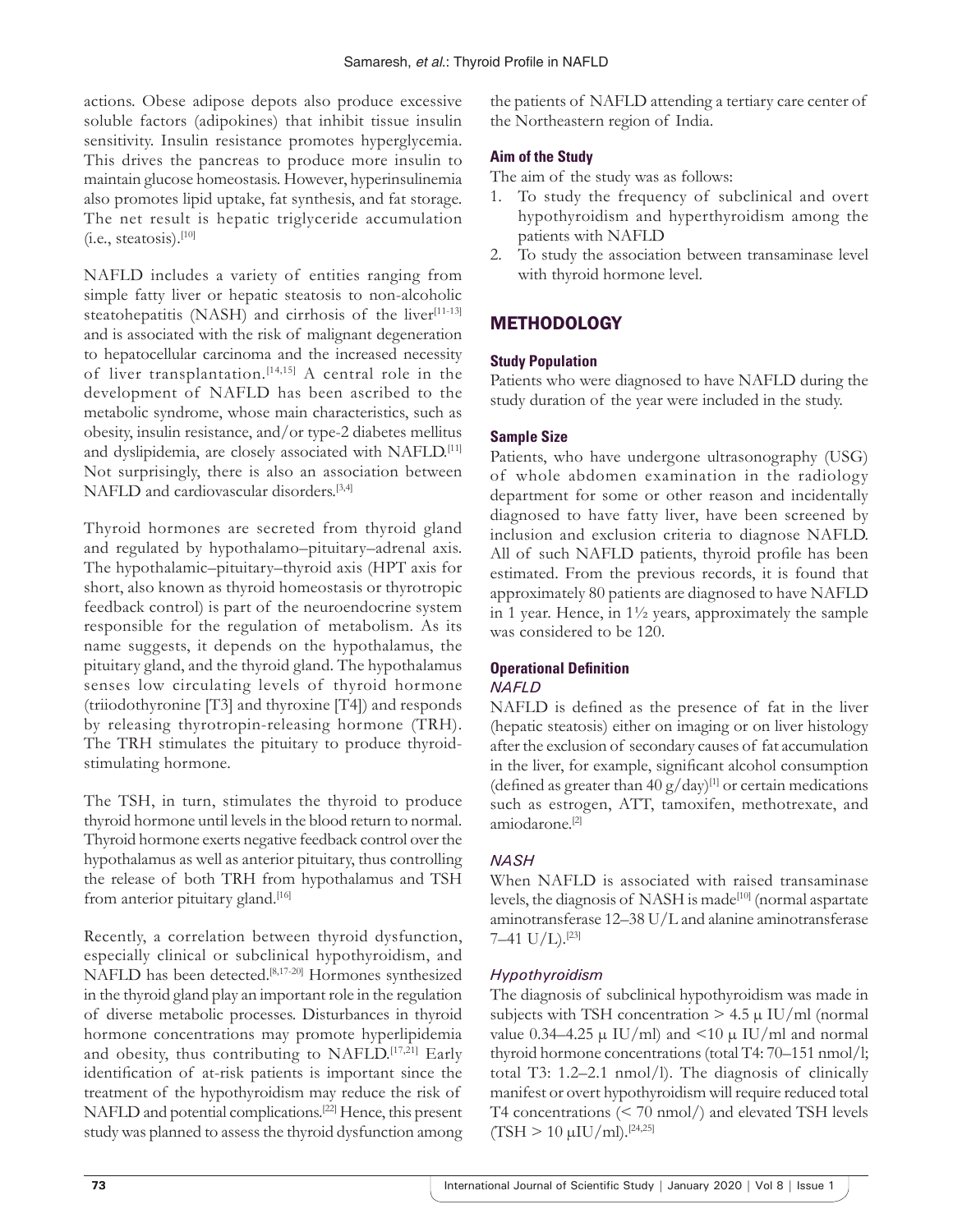actions. Obese adipose depots also produce excessive soluble factors (adipokines) that inhibit tissue insulin sensitivity. Insulin resistance promotes hyperglycemia. This drives the pancreas to produce more insulin to maintain glucose homeostasis. However, hyperinsulinemia also promotes lipid uptake, fat synthesis, and fat storage. The net result is hepatic triglyceride accumulation (i.e., steatosis).[10]

NAFLD includes a variety of entities ranging from simple fatty liver or hepatic steatosis to non-alcoholic steatohepatitis (NASH) and cirrhosis of the liver[11-13] and is associated with the risk of malignant degeneration to hepatocellular carcinoma and the increased necessity of liver transplantation.[14,15] A central role in the development of NAFLD has been ascribed to the metabolic syndrome, whose main characteristics, such as obesity, insulin resistance, and/or type-2 diabetes mellitus and dyslipidemia, are closely associated with NAFLD.[11] Not surprisingly, there is also an association between NAFLD and cardiovascular disorders.[3,4]

Thyroid hormones are secreted from thyroid gland and regulated by hypothalamo–pituitary–adrenal axis. The hypothalamic–pituitary–thyroid axis (HPT axis for short, also known as thyroid homeostasis or thyrotropic feedback control) is part of the neuroendocrine system responsible for the regulation of metabolism. As its name suggests, it depends on the hypothalamus, the pituitary gland, and the thyroid gland. The hypothalamus senses low circulating levels of thyroid hormone (triiodothyronine [T3] and thyroxine [T4]) and responds by releasing thyrotropin-releasing hormone (TRH). The TRH stimulates the pituitary to produce thyroid-stimulating hormone.

The TSH, in turn, stimulates the thyroid to produce thyroid hormone until levels in the blood return to normal. Thyroid hormone exerts negative feedback control over the hypothalamus as well as anterior pituitary, thus controlling the release of both TRH from hypothalamus and TSH from anterior pituitary gland.[16]

Recently, a correlation between thyroid dysfunction, especially clinical or subclinical hypothyroidism, and NAFLD has been detected.[8,17-20] Hormones synthesized in the thyroid gland play an important role in the regulation of diverse metabolic processes. Disturbances in thyroid hormone concentrations may promote hyperlipidemia and obesity, thus contributing to NAFLD.[17,21] Early identification of at-risk patients is important since the treatment of the hypothyroidism may reduce the risk of NAFLD and potential complications.[22] Hence, this present study was planned to assess the thyroid dysfunction among the patients of NAFLD attending a tertiary care center of the Northeastern region of India.

### Aim of the Study

The aim of the study was as follows:

1. To study the frequency of subclinical and overt hypothyroidism and hyperthyroidism among the patients with NAFLD
2. To study the association between transaminase level with thyroid hormone level.

## METHODOLOGY

### Study Population

Patients who were diagnosed to have NAFLD during the study duration of the year were included in the study.

### Sample Size

Patients, who have undergone ultrasonography (USG) of whole abdomen examination in the radiology department for some or other reason and incidentally diagnosed to have fatty liver, have been screened by inclusion and exclusion criteria to diagnose NAFLD. All of such NAFLD patients, thyroid profile has been estimated. From the previous records, it is found that approximately 80 patients are diagnosed to have NAFLD in 1 year. Hence, in 1½ years, approximately the sample was considered to be 120.

### Operational Definition

#### *NAFLD*

NAFLD is defined as the presence of fat in the liver (hepatic steatosis) either on imaging or on liver histology after the exclusion of secondary causes of fat accumulation in the liver, for example, significant alcohol consumption (defined as greater than 40 g/day)[1] or certain medications such as estrogen, ATT, tamoxifen, methotrexate, and amiodarone.[2]

#### *NASH*

When NAFLD is associated with raised transaminase levels, the diagnosis of NASH is made[10] (normal aspartate aminotransferase 12–38 U/L and alanine aminotransferase 7–41 U/L).[23]

#### *Hypothyroidism*

The diagnosis of subclinical hypothyroidism was made in subjects with TSH concentration $> 4.5$ μ IU/ml (normal value 0.34–4.25 μ IU/ml) and $<10$ μ IU/ml and normal thyroid hormone concentrations (total T4: 70–151 nmol/l; total T3: 1.2–2.1 nmol/l). The diagnosis of clinically manifest or overt hypothyroidism will require reduced total T4 concentrations ($<$ 70 nmol/) and elevated TSH levels (TSH $>$ 10 μIU/ml).[24,25]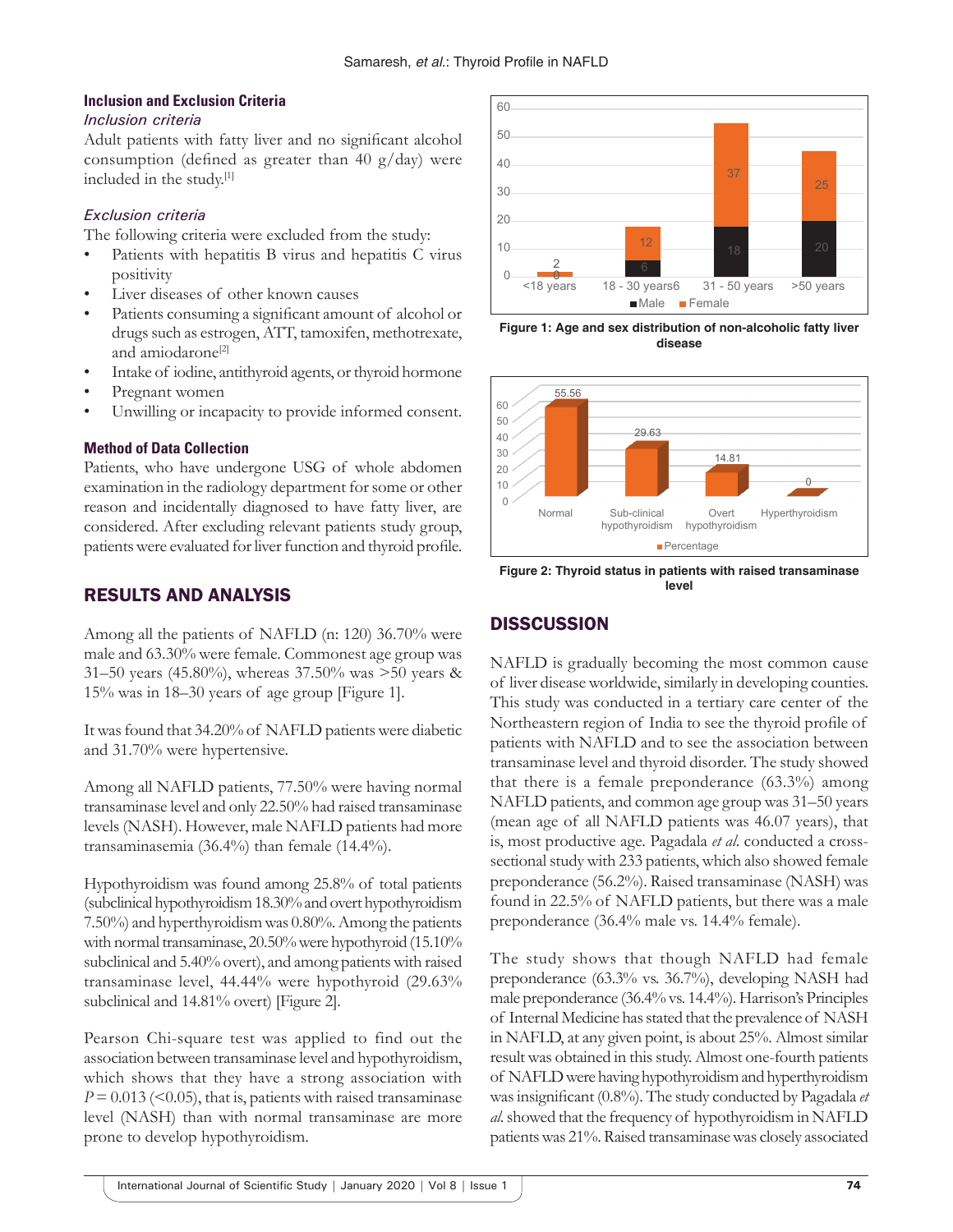### Inclusion and Exclusion Criteria

*Inclusion criteria*

Adult patients with fatty liver and no significant alcohol consumption (defined as greater than 40 g/day) were included in the study.[1]

*Exclusion criteria*

The following criteria were excluded from the study:

- Patients with hepatitis B virus and hepatitis C virus positivity
- Liver diseases of other known causes
- Patients consuming a significant amount of alcohol or drugs such as estrogen, ATT, tamoxifen, methotrexate, and amiodarone[2]
- Intake of iodine, antithyroid agents, or thyroid hormone
- Pregnant women
- Unwilling or incapacity to provide informed consent.

### Method of Data Collection

Patients, who have undergone USG of whole abdomen examination in the radiology department for some or other reason and incidentally diagnosed to have fatty liver, are considered. After excluding relevant patients study group, patients were evaluated for liver function and thyroid profile.

## RESULTS AND ANALYSIS

Among all the patients of NAFLD (n: 120) 36.70% were male and 63.30% were female. Commonest age group was 31–50 years (45.80%), whereas 37.50% was >50 years & 15% was in 18–30 years of age group [Figure 1].

It was found that 34.20% of NAFLD patients were diabetic and 31.70% were hypertensive.

Among all NAFLD patients, 77.50% were having normal transaminase level and only 22.50% had raised transaminase levels (NASH). However, male NAFLD patients had more transaminasemia (36.4%) than female (14.4%).

Hypothyroidism was found among 25.8% of total patients (subclinical hypothyroidism 18.30% and overt hypothyroidism 7.50%) and hyperthyroidism was 0.80%. Among the patients with normal transaminase, 20.50% were hypothyroid (15.10% subclinical and 5.40% overt), and among patients with raised transaminase level, 44.44% were hypothyroid (29.63% subclinical and 14.81% overt) [Figure 2].

Pearson Chi-square test was applied to find out the association between transaminase level and hypothyroidism, which shows that they have a strong association with $P = 0.013$ (<0.05), that is, patients with raised transaminase level (NASH) than with normal transaminase are more prone to develop hypothyroidism.

| Age group | Male | Female |
|---|---|---|
| <18 years | 0 | 2 |
| 18 - 30 years | 6 | 12 |
| 31 - 50 years | 18 | 37 |
| >50 years | 20 | 25 |

Figure 1: Age and sex distribution of non-alcoholic fatty liver disease

| Thyroid status | Percentage |
|---|---|
| Normal | 55.56 |
| Sub-clinical hypothyroidism | 29.63 |
| Overt hypothyroidism | 14.81 |
| Hyperthyroidism | 0 |

Figure 2: Thyroid status in patients with raised transaminase level

## DISSCUSSION

NAFLD is gradually becoming the most common cause of liver disease worldwide, similarly in developing counties. This study was conducted in a tertiary care center of the Northeastern region of India to see the thyroid profile of patients with NAFLD and to see the association between transaminase level and thyroid disorder. The study showed that there is a female preponderance (63.3%) among NAFLD patients, and common age group was 31–50 years (mean age of all NAFLD patients was 46.07 years), that is, most productive age. Pagadala *et al.* conducted a cross-sectional study with 233 patients, which also showed female preponderance (56.2%). Raised transaminase (NASH) was found in 22.5% of NAFLD patients, but there was a male preponderance (36.4% male vs. 14.4% female).

The study shows that though NAFLD had female preponderance (63.3% vs. 36.7%), developing NASH had male preponderance (36.4% vs. 14.4%). Harrison's Principles of Internal Medicine has stated that the prevalence of NASH in NAFLD, at any given point, is about 25%. Almost similar result was obtained in this study. Almost one-fourth patients of NAFLD were having hypothyroidism and hyperthyroidism was insignificant (0.8%). The study conducted by Pagadala *et al.* showed that the frequency of hypothyroidism in NAFLD patients was 21%. Raised transaminase was closely associated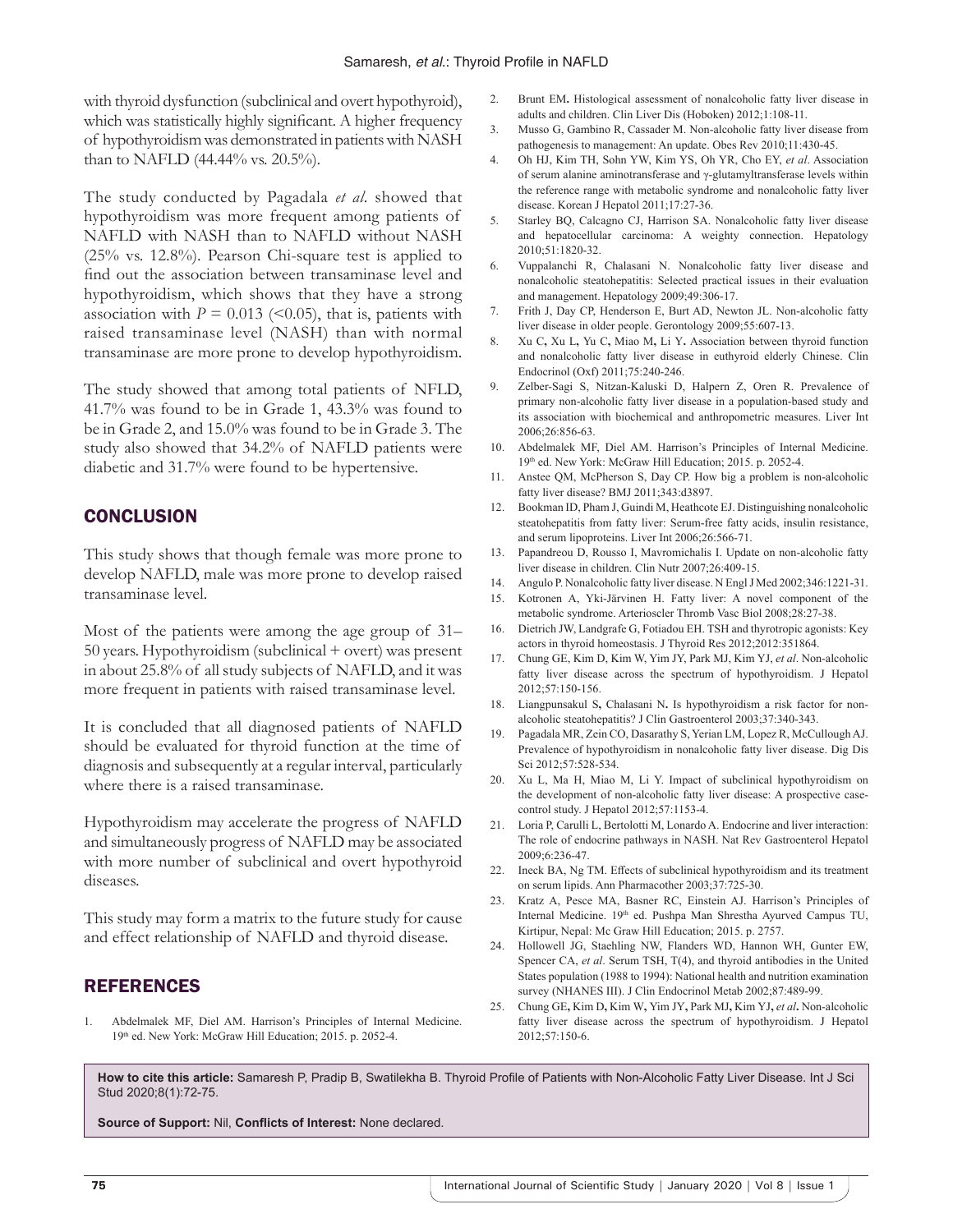with thyroid dysfunction (subclinical and overt hypothyroid), which was statistically highly significant. A higher frequency of hypothyroidism was demonstrated in patients with NASH than to NAFLD (44.44% vs. 20.5%).

The study conducted by Pagadala *et al*. showed that hypothyroidism was more frequent among patients of NAFLD with NASH than to NAFLD without NASH (25% vs. 12.8%). Pearson Chi-square test is applied to find out the association between transaminase level and hypothyroidism, which shows that they have a strong association with $P = 0.013$ ($<0.05$), that is, patients with raised transaminase level (NASH) than with normal transaminase are more prone to develop hypothyroidism.

The study showed that among total patients of NFLD, 41.7% was found to be in Grade 1, 43.3% was found to be in Grade 2, and 15.0% was found to be in Grade 3. The study also showed that 34.2% of NAFLD patients were diabetic and 31.7% were found to be hypertensive.

## CONCLUSION

This study shows that though female was more prone to develop NAFLD, male was more prone to develop raised transaminase level.

Most of the patients were among the age group of 31–50 years. Hypothyroidism (subclinical + overt) was present in about 25.8% of all study subjects of NAFLD, and it was more frequent in patients with raised transaminase level.

It is concluded that all diagnosed patients of NAFLD should be evaluated for thyroid function at the time of diagnosis and subsequently at a regular interval, particularly where there is a raised transaminase.

Hypothyroidism may accelerate the progress of NAFLD and simultaneously progress of NAFLD may be associated with more number of subclinical and overt hypothyroid diseases.

This study may form a matrix to the future study for cause and effect relationship of NAFLD and thyroid disease.

## REFERENCES

1. Abdelmalek MF, Diel AM. Harrison's Principles of Internal Medicine. 19th ed. New York: McGraw Hill Education; 2015. p. 2052-4.
2. Brunt EM. Histological assessment of nonalcoholic fatty liver disease in adults and children. Clin Liver Dis (Hoboken) 2012;1:108-11.
3. Musso G, Gambino R, Cassader M. Non-alcoholic fatty liver disease from pathogenesis to management: An update. Obes Rev 2010;11:430-45.
4. Oh HJ, Kim TH, Sohn YW, Kim YS, Oh YR, Cho EY, *et al*. Association of serum alanine aminotransferase and γ-glutamyltransferase levels within the reference range with metabolic syndrome and nonalcoholic fatty liver disease. Korean J Hepatol 2011;17:27-36.
5. Starley BQ, Calcagno CJ, Harrison SA. Nonalcoholic fatty liver disease and hepatocellular carcinoma: A weighty connection. Hepatology 2010;51:1820-32.
6. Vuppalanchi R, Chalasani N. Nonalcoholic fatty liver disease and nonalcoholic steatohepatitis: Selected practical issues in their evaluation and management. Hepatology 2009;49:306-17.
7. Frith J, Day CP, Henderson E, Burt AD, Newton JL. Non-alcoholic fatty liver disease in older people. Gerontology 2009;55:607-13.
8. Xu C, Xu L, Yu C, Miao M, Li Y. Association between thyroid function and nonalcoholic fatty liver disease in euthyroid elderly Chinese. Clin Endocrinol (Oxf) 2011;75:240-246.
9. Zelber-Sagi S, Nitzan-Kaluski D, Halpern Z, Oren R. Prevalence of primary non-alcoholic fatty liver disease in a population-based study and its association with biochemical and anthropometric measures. Liver Int 2006;26:856-63.
10. Abdelmalek MF, Diel AM. Harrison's Principles of Internal Medicine. 19th ed. New York: McGraw Hill Education; 2015. p. 2052-4.
11. Anstee QM, McPherson S, Day CP. How big a problem is non-alcoholic fatty liver disease? BMJ 2011;343:d3897.
12. Bookman ID, Pham J, Guindi M, Heathcote EJ. Distinguishing nonalcoholic steatohepatitis from fatty liver: Serum-free fatty acids, insulin resistance, and serum lipoproteins. Liver Int 2006;26:566-71.
13. Papandreou D, Rousso I, Mavromichalis I. Update on non-alcoholic fatty liver disease in children. Clin Nutr 2007;26:409-15.
14. Angulo P. Nonalcoholic fatty liver disease. N Engl J Med 2002;346:1221-31.
15. Kotronen A, Yki-Järvinen H. Fatty liver: A novel component of the metabolic syndrome. Arterioscler Thromb Vasc Biol 2008;28:27-38.
16. Dietrich JW, Landgrafe G, Fotiadou EH. TSH and thyrotropic agonists: Key actors in thyroid homeostasis. J Thyroid Res 2012;2012:351864.
17. Chung GE, Kim D, Kim W, Yim JY, Park MJ, Kim YJ, *et al*. Non-alcoholic fatty liver disease across the spectrum of hypothyroidism. J Hepatol 2012;57:150-156.
18. Liangpunsakul S, Chalasani N. Is hypothyroidism a risk factor for non-alcoholic steatohepatitis? J Clin Gastroenterol 2003;37:340-343.
19. Pagadala MR, Zein CO, Dasarathy S, Yerian LM, Lopez R, McCullough AJ. Prevalence of hypothyroidism in nonalcoholic fatty liver disease. Dig Dis Sci 2012;57:528-534.
20. Xu L, Ma H, Miao M, Li Y. Impact of subclinical hypothyroidism on the development of non-alcoholic fatty liver disease: A prospective case-control study. J Hepatol 2012;57:1153-4.
21. Loria P, Carulli L, Bertolotti M, Lonardo A. Endocrine and liver interaction: The role of endocrine pathways in NASH. Nat Rev Gastroenterol Hepatol 2009;6:236-47.
22. Ineck BA, Ng TM. Effects of subclinical hypothyroidism and its treatment on serum lipids. Ann Pharmacother 2003;37:725-30.
23. Kratz A, Pesce MA, Basner RC, Einstein AJ. Harrison's Principles of Internal Medicine. 19th ed. Pushpa Man Shrestha Ayurved Campus TU, Kirtipur, Nepal: Mc Graw Hill Education; 2015. p. 2757.
24. Hollowell JG, Staehling NW, Flanders WD, Hannon WH, Gunter EW, Spencer CA, *et al*. Serum TSH, T(4), and thyroid antibodies in the United States population (1988 to 1994): National health and nutrition examination survey (NHANES III). J Clin Endocrinol Metab 2002;87:489-99.
25. Chung GE, Kim D, Kim W, Yim JY, Park MJ, Kim YJ, *et al*. Non-alcoholic fatty liver disease across the spectrum of hypothyroidism. J Hepatol 2012;57:150-6.

**How to cite this article:** Samaresh P, Pradip B, Swatilekha B. Thyroid Profile of Patients with Non-Alcoholic Fatty Liver Disease. Int J Sci Stud 2020;8(1):72-75.

**Source of Support:** Nil, **Conflicts of Interest:** None declared.